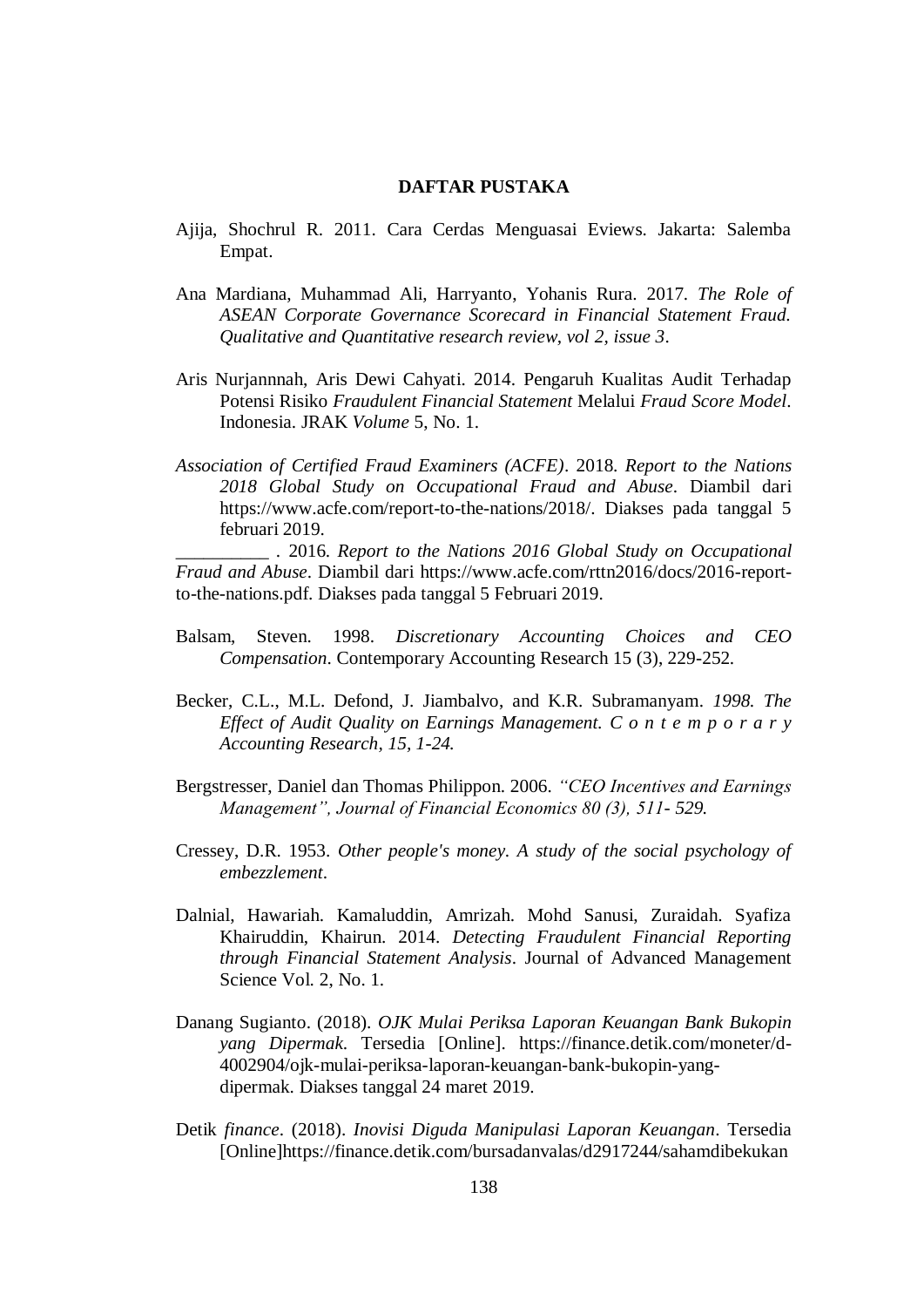# DAFTAR PUSTAKA

Ajija, Shochrul R. 2011. Cara Cerdas Menguasai Eviews. Jakarta: Salemba Empat.

Ana Mardiana, Muhammad Ali, Harryanto, Yohanis Rura. 2017. *The Role of ASEAN Corporate Governance Scorecard in Financial Statement Fraud. Qualitative and Quantitative research review, vol 2, issue 3*.

Aris Nurjannnah, Aris Dewi Cahyati. 2014. Pengaruh Kualitas Audit Terhadap Potensi Risiko *Fraudulent Financial Statement* Melalui *Fraud Score Model*. Indonesia. JRAK *Volume* 5, No. 1.

*Association of Certified Fraud Examiners (ACFE)*. 2018. *Report to the Nations 2018 Global Study on Occupational Fraud and Abuse*. Diambil dari https://www.acfe.com/report-to-the-nations/2018/. Diakses pada tanggal 5 februari 2019.

__________ . 2016. *Report to the Nations 2016 Global Study on Occupational Fraud and Abuse*. Diambil dari https://www.acfe.com/rttn2016/docs/2016-report-to-the-nations.pdf. Diakses pada tanggal 5 Februari 2019.

Balsam, Steven. 1998. *Discretionary Accounting Choices and CEO Compensation*. Contemporary Accounting Research 15 (3), 229-252.

Becker, C.L., M.L. Defond, J. Jiambalvo, and K.R. Subramanyam. *1998. The Effect of Audit Quality on Earnings Management. Contemporary Accounting Research, 15, 1-24.*

Bergstresser, Daniel dan Thomas Philippon. 2006. *"CEO Incentives and Earnings Management", Journal of Financial Economics 80 (3), 511- 529.*

Cressey, D.R. 1953. *Other people's money. A study of the social psychology of embezzlement*.

Dalnial, Hawariah. Kamaluddin, Amrizah. Mohd Sanusi, Zuraidah. Syafiza Khairuddin, Khairun. 2014. *Detecting Fraudulent Financial Reporting through Financial Statement Analysis*. Journal of Advanced Management Science Vol. 2, No. 1.

Danang Sugianto. (2018). *OJK Mulai Periksa Laporan Keuangan Bank Bukopin yang Dipermak.* Tersedia [Online]. https://finance.detik.com/moneter/d-4002904/ojk-mulai-periksa-laporan-keuangan-bank-bukopin-yang-dipermak. Diakses tanggal 24 maret 2019.

Detik *finance*. (2018). *Inovisi Diguda Manipulasi Laporan Keuangan*. Tersedia [Online]https://finance.detik.com/bursadanvalas/d2917244/sahamdibekukan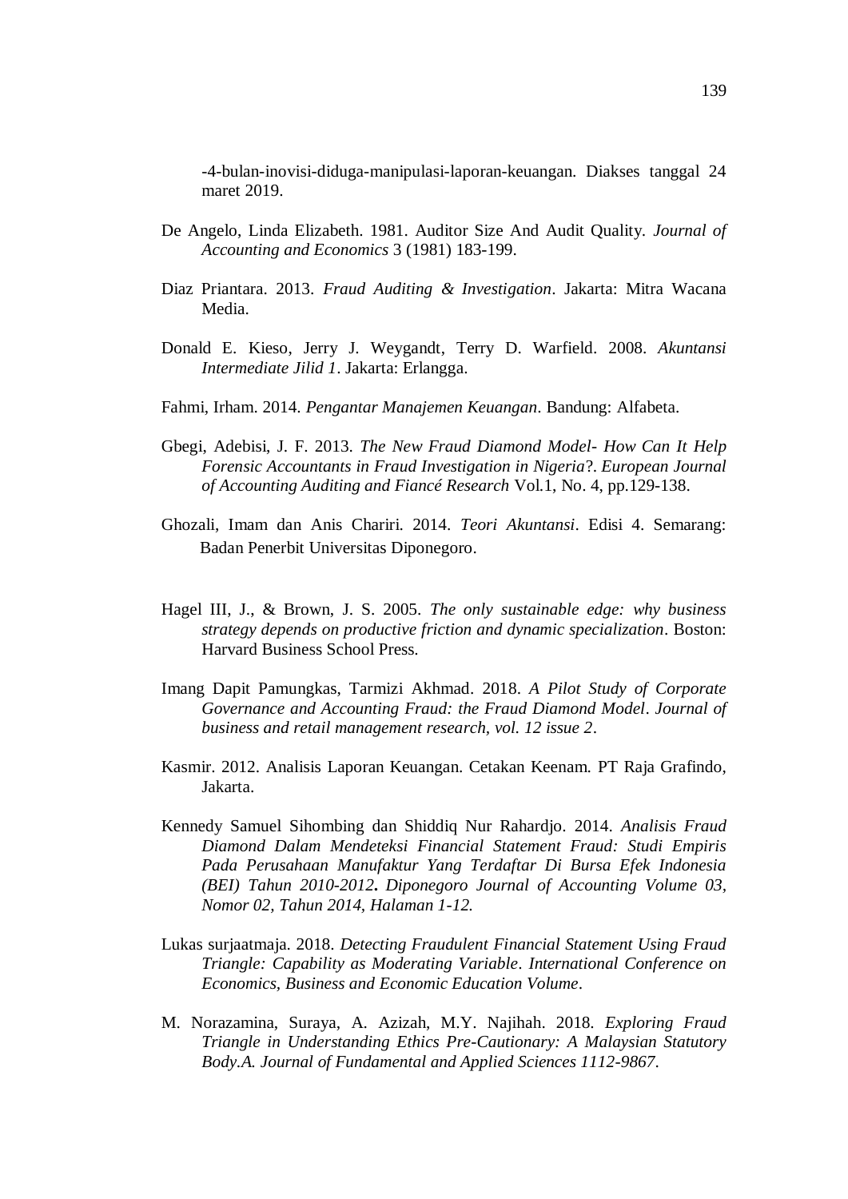-4-bulan-inovisi-diduga-manipulasi-laporan-keuangan. Diakses tanggal 24 maret 2019.

De Angelo, Linda Elizabeth. 1981. Auditor Size And Audit Quality. *Journal of Accounting and Economics* 3 (1981) 183-199.

Diaz Priantara. 2013. *Fraud Auditing & Investigation*. Jakarta: Mitra Wacana Media.

Donald E. Kieso, Jerry J. Weygandt, Terry D. Warfield. 2008. *Akuntansi Intermediate Jilid 1*. Jakarta: Erlangga.

Fahmi, Irham. 2014. *Pengantar Manajemen Keuangan*. Bandung: Alfabeta.

Gbegi, Adebisi, J. F. 2013. *The New Fraud Diamond Model- How Can It Help Forensic Accountants in Fraud Investigation in Nigeria*?. *European Journal of Accounting Auditing and Fiancé Research* Vol.1, No. 4, pp.129-138.

Ghozali, Imam dan Anis Chariri. 2014. *Teori Akuntansi*. Edisi 4. Semarang: Badan Penerbit Universitas Diponegoro.

Hagel III, J., & Brown, J. S. 2005. *The only sustainable edge: why business strategy depends on productive friction and dynamic specialization*. Boston: Harvard Business School Press.

Imang Dapit Pamungkas, Tarmizi Akhmad. 2018. *A Pilot Study of Corporate Governance and Accounting Fraud: the Fraud Diamond Model*. *Journal of business and retail management research, vol. 12 issue 2*.

Kasmir. 2012. Analisis Laporan Keuangan. Cetakan Keenam. PT Raja Grafindo, Jakarta.

Kennedy Samuel Sihombing dan Shiddiq Nur Rahardjo. 2014. *Analisis Fraud Diamond Dalam Mendeteksi Financial Statement Fraud: Studi Empiris Pada Perusahaan Manufaktur Yang Terdaftar Di Bursa Efek Indonesia (BEI) Tahun 2010-2012***.** *Diponegoro Journal of Accounting Volume 03, Nomor 02, Tahun 2014, Halaman 1-12.*

Lukas surjaatmaja. 2018. *Detecting Fraudulent Financial Statement Using Fraud Triangle: Capability as Moderating Variable*. *International Conference on Economics, Business and Economic Education Volume*.

M. Norazamina, Suraya, A. Azizah, M.Y. Najihah. 2018. *Exploring Fraud Triangle in Understanding Ethics Pre-Cautionary: A Malaysian Statutory Body.A. Journal of Fundamental and Applied Sciences 1112-9867*.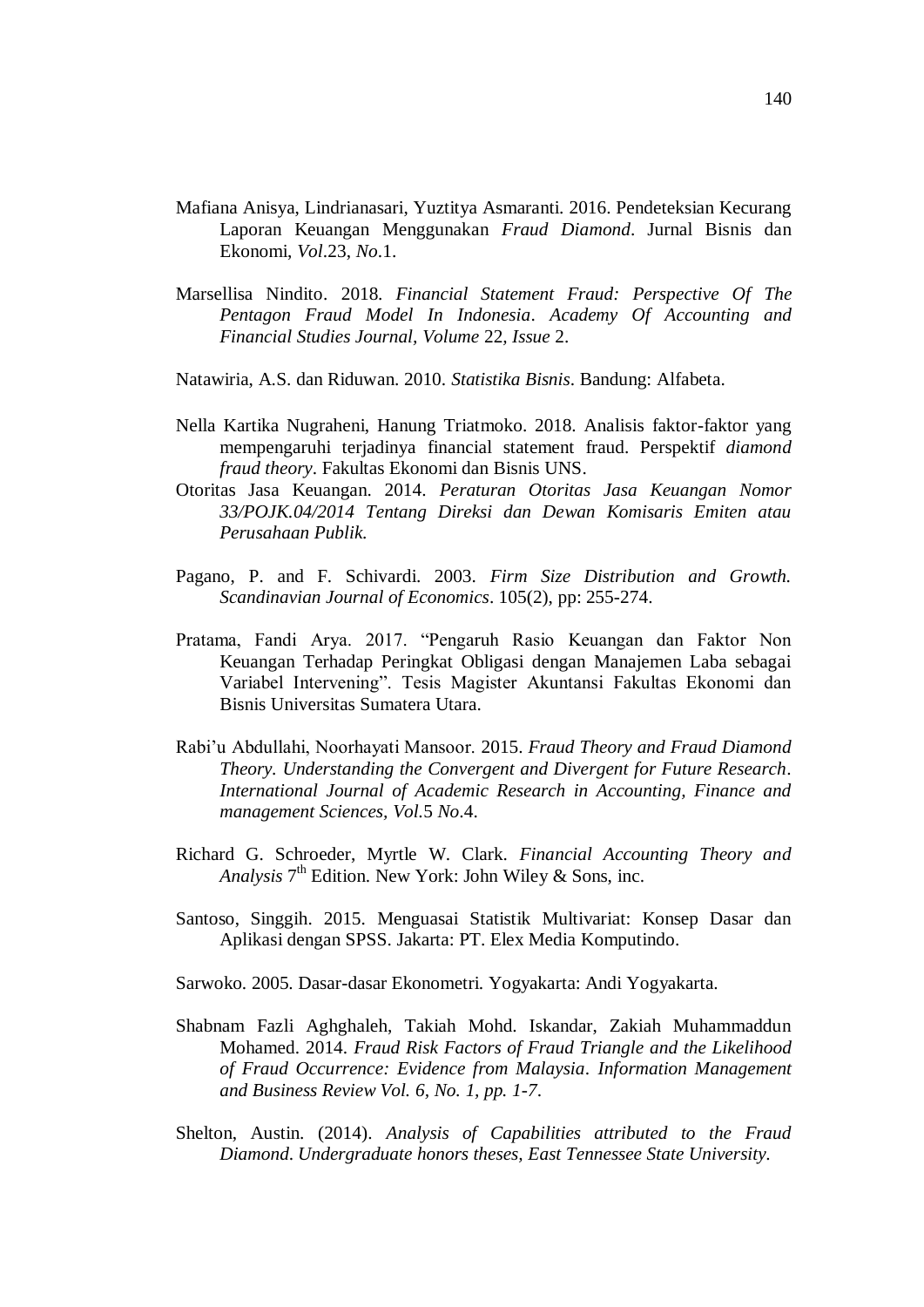Mafiana Anisya, Lindrianasari, Yuztitya Asmaranti. 2016. Pendeteksian Kecurang Laporan Keuangan Menggunakan *Fraud Diamond*. Jurnal Bisnis dan Ekonomi, *Vol*.23, *No*.1.

Marsellisa Nindito. 2018. *Financial Statement Fraud: Perspective Of The Pentagon Fraud Model In Indonesia*. *Academy Of Accounting and Financial Studies Journal, Volume* 22*, Issue* 2.

Natawiria, A.S. dan Riduwan. 2010. *Statistika Bisnis*. Bandung: Alfabeta.

Nella Kartika Nugraheni, Hanung Triatmoko. 2018. Analisis faktor-faktor yang mempengaruhi terjadinya financial statement fraud. Perspektif *diamond fraud theory*. Fakultas Ekonomi dan Bisnis UNS.

Otoritas Jasa Keuangan. 2014. *Peraturan Otoritas Jasa Keuangan Nomor 33/POJK.04/2014 Tentang Direksi dan Dewan Komisaris Emiten atau Perusahaan Publik.*

Pagano, P. and F. Schivardi. 2003. *Firm Size Distribution and Growth. Scandinavian Journal of Economics*. 105(2), pp: 255-274.

Pratama, Fandi Arya. 2017. "Pengaruh Rasio Keuangan dan Faktor Non Keuangan Terhadap Peringkat Obligasi dengan Manajemen Laba sebagai Variabel Intervening". Tesis Magister Akuntansi Fakultas Ekonomi dan Bisnis Universitas Sumatera Utara.

Rabi'u Abdullahi, Noorhayati Mansoor. 2015. *Fraud Theory and Fraud Diamond Theory. Understanding the Convergent and Divergent for Future Research*. *International Journal of Academic Research in Accounting, Finance and management Sciences, Vol.*5 *No*.4.

Richard G. Schroeder, Myrtle W. Clark. *Financial Accounting Theory and Analysis* 7th Edition. New York: John Wiley & Sons, inc.

Santoso, Singgih. 2015. Menguasai Statistik Multivariat: Konsep Dasar dan Aplikasi dengan SPSS. Jakarta: PT. Elex Media Komputindo.

Sarwoko. 2005. Dasar-dasar Ekonometri. Yogyakarta: Andi Yogyakarta.

Shabnam Fazli Aghghaleh, Takiah Mohd. Iskandar, Zakiah Muhammaddun Mohamed. 2014. *Fraud Risk Factors of Fraud Triangle and the Likelihood of Fraud Occurrence: Evidence from Malaysia*. *Information Management and Business Review Vol. 6, No. 1, pp. 1-7*.

Shelton, Austin. (2014). *Analysis of Capabilities attributed to the Fraud Diamond. Undergraduate honors theses, East Tennessee State University.*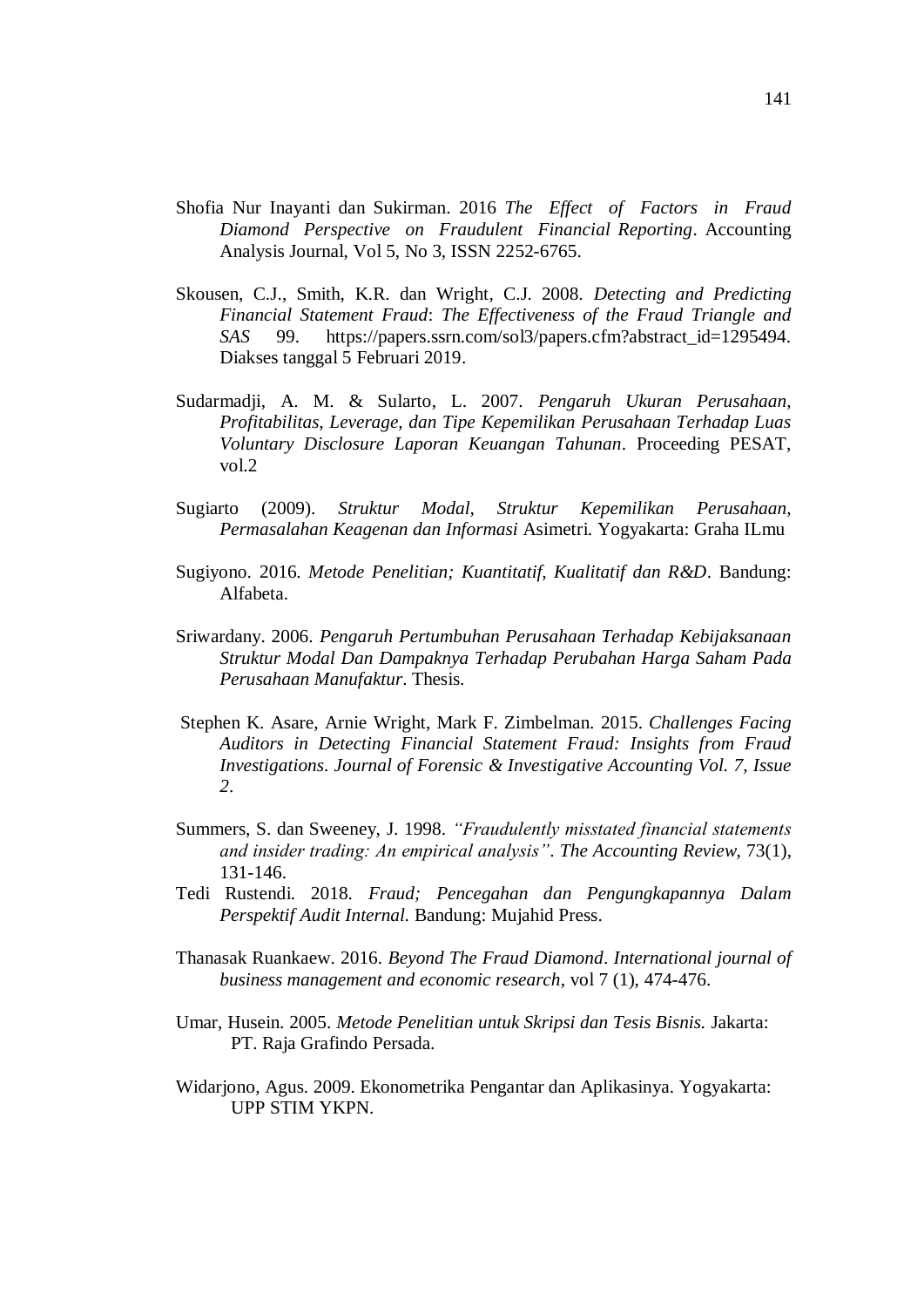Shofia Nur Inayanti dan Sukirman. 2016 *The Effect of Factors in Fraud Diamond Perspective on Fraudulent Financial Reporting*. Accounting Analysis Journal, Vol 5, No 3, ISSN 2252-6765.

Skousen, C.J., Smith, K.R. dan Wright, C.J. 2008. *Detecting and Predicting Financial Statement Fraud*: *The Effectiveness of the Fraud Triangle and SAS* 99. https://papers.ssrn.com/sol3/papers.cfm?abstract_id=1295494. Diakses tanggal 5 Februari 2019.

Sudarmadji, A. M. & Sularto, L. 2007. *Pengaruh Ukuran Perusahaan, Profitabilitas, Leverage, dan Tipe Kepemilikan Perusahaan Terhadap Luas Voluntary Disclosure Laporan Keuangan Tahunan*. Proceeding PESAT, vol.2

Sugiarto (2009). *Struktur Modal, Struktur Kepemilikan Perusahaan, Permasalahan Keagenan dan Informasi* Asimetri. Yogyakarta: Graha ILmu

Sugiyono. 2016. *Metode Penelitian; Kuantitatif, Kualitatif dan R&D*. Bandung: Alfabeta.

Sriwardany. 2006. *Pengaruh Pertumbuhan Perusahaan Terhadap Kebijaksanaan Struktur Modal Dan Dampaknya Terhadap Perubahan Harga Saham Pada Perusahaan Manufaktur*. Thesis.

Stephen K. Asare, Arnie Wright, Mark F. Zimbelman. 2015. *Challenges Facing Auditors in Detecting Financial Statement Fraud: Insights from Fraud Investigations*. *Journal of Forensic & Investigative Accounting Vol. 7, Issue 2*.

Summers, S. dan Sweeney, J. 1998. *"Fraudulently misstated financial statements and insider trading: An empirical analysis"*. *The Accounting Review*, 73(1), 131-146.

Tedi Rustendi. 2018. *Fraud; Pencegahan dan Pengungkapannya Dalam Perspektif Audit Internal.* Bandung: Mujahid Press.

Thanasak Ruankaew. 2016. *Beyond The Fraud Diamond*. *International journal of business management and economic research*, vol 7 (1), 474-476.

Umar, Husein. 2005. *Metode Penelitian untuk Skripsi dan Tesis Bisnis.* Jakarta: PT. Raja Grafindo Persada.

Widarjono, Agus. 2009. Ekonometrika Pengantar dan Aplikasinya. Yogyakarta: UPP STIM YKPN.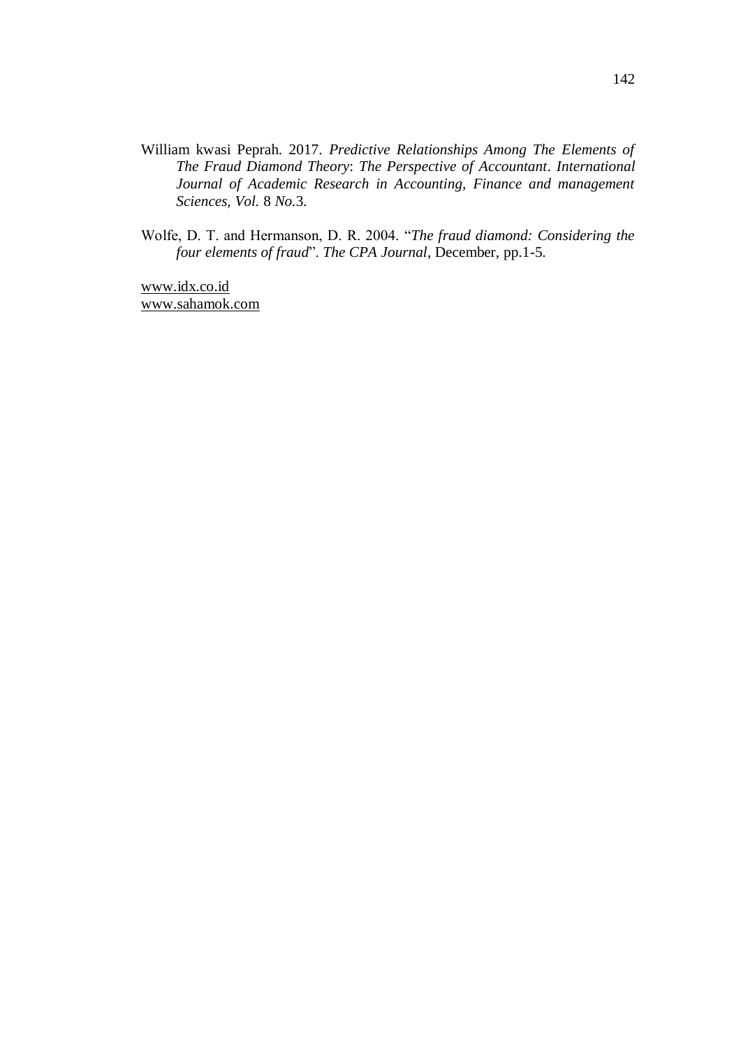William kwasi Peprah. 2017. *Predictive Relationships Among The Elements of The Fraud Diamond Theory*: *The Perspective of Accountant*. *International Journal of Academic Research in Accounting, Finance and management Sciences, Vol.* 8 *No.*3.

Wolfe, D. T. and Hermanson, D. R. 2004. "*The fraud diamond: Considering the four elements of fraud*". *The CPA Journal*, December, pp.1-5.

www.idx.co.id
www.sahamok.com